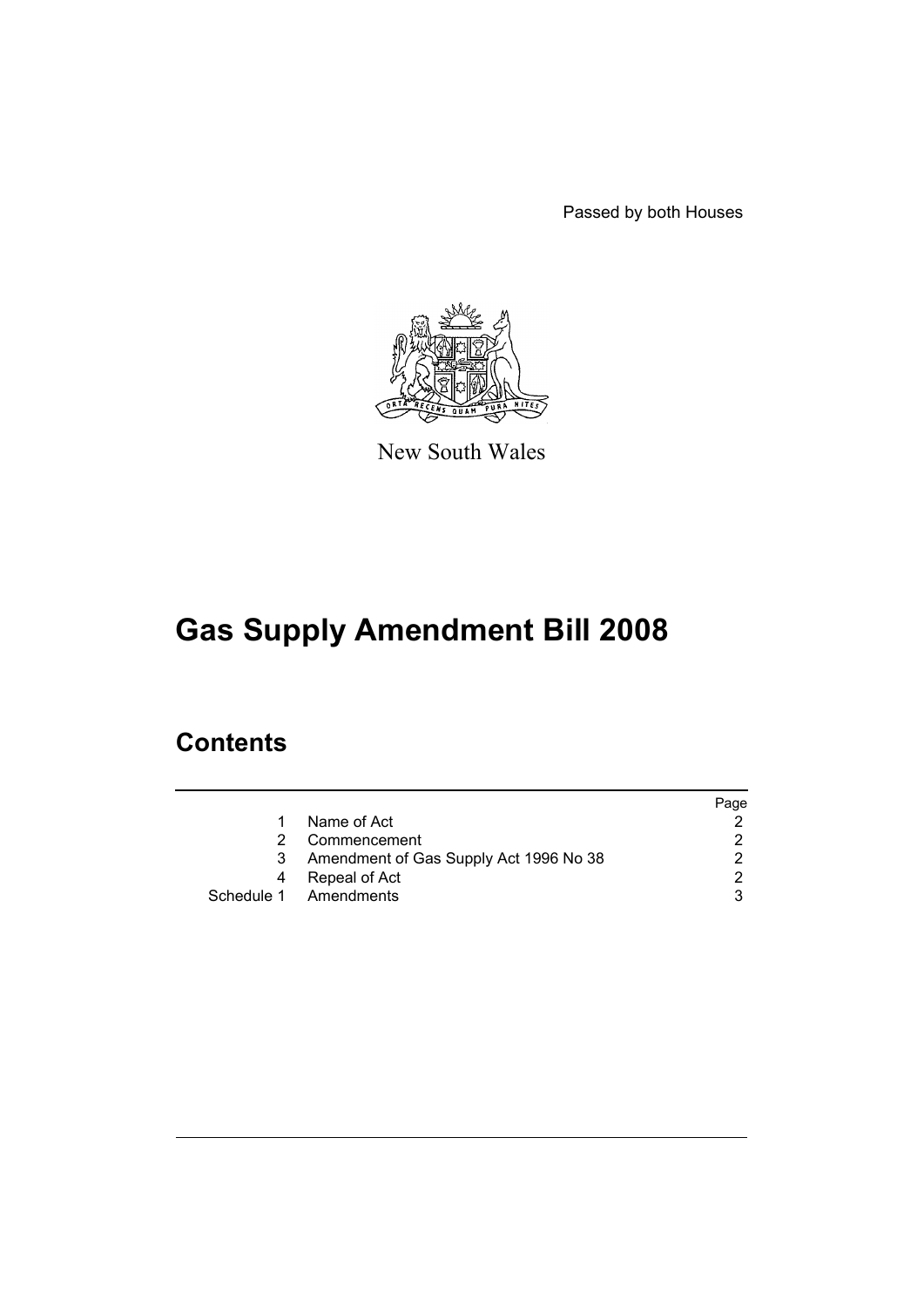Passed by both Houses

New South Wales

# Gas Supply Amendment Bill 2008

## Contents

| | | Page |
|---|---|---|
| 1 | Name of Act | 2 |
| 2 | Commencement | 2 |
| 3 | Amendment of Gas Supply Act 1996 No 38 | 2 |
| 4 | Repeal of Act | 2 |
| Schedule 1 | Amendments | 3 |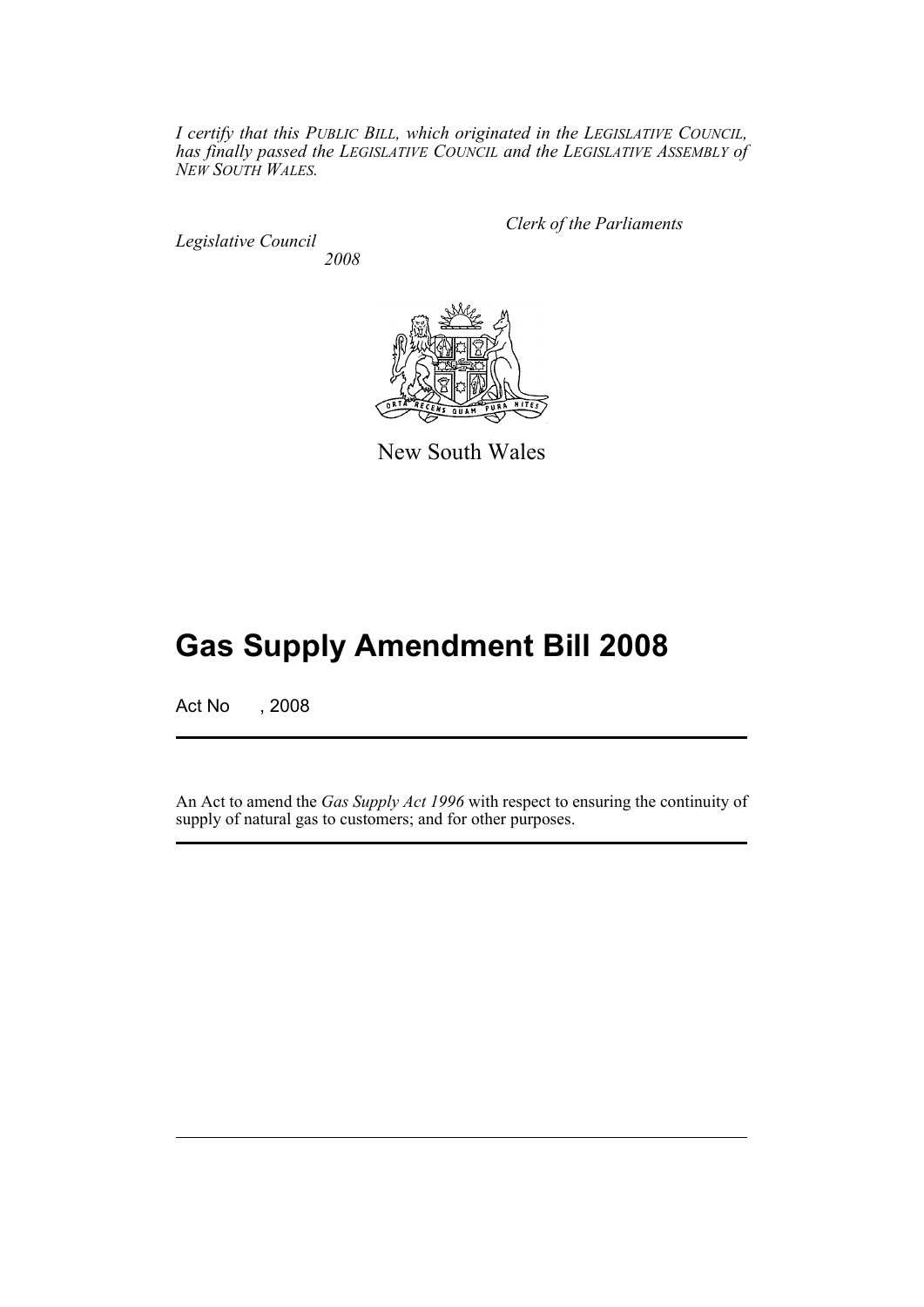*I certify that this PUBLIC BILL, which originated in the LEGISLATIVE COUNCIL, has finally passed the LEGISLATIVE COUNCIL and the LEGISLATIVE ASSEMBLY of NEW SOUTH WALES.*

*Clerk of the Parliaments*

*Legislative Council*
*2008*

New South Wales

# Gas Supply Amendment Bill 2008

Act No , 2008

An Act to amend the *Gas Supply Act 1996* with respect to ensuring the continuity of supply of natural gas to customers; and for other purposes.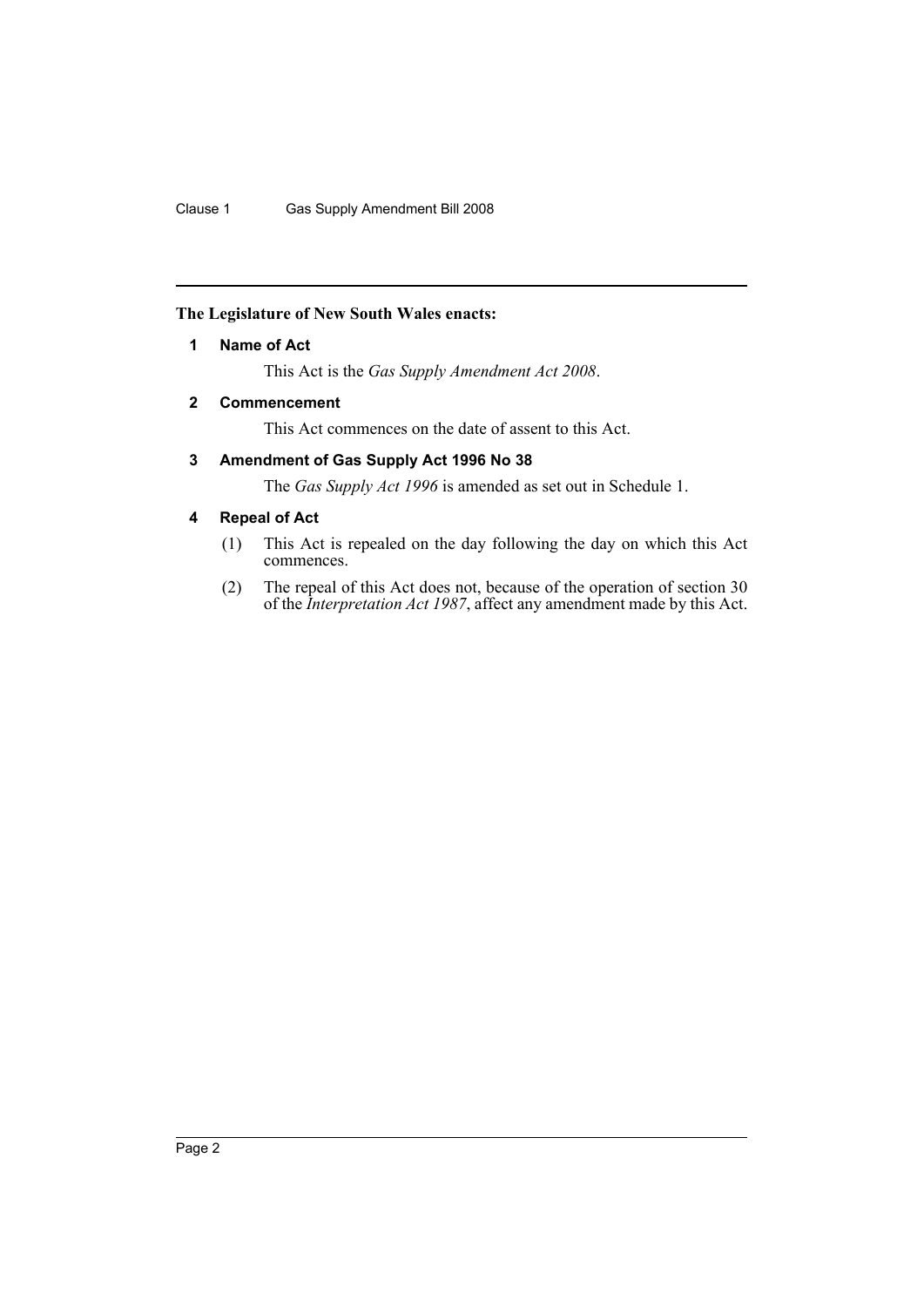**The Legislature of New South Wales enacts:**

#### 1 Name of Act

This Act is the *Gas Supply Amendment Act 2008*.

#### 2 Commencement

This Act commences on the date of assent to this Act.

#### 3 Amendment of Gas Supply Act 1996 No 38

The *Gas Supply Act 1996* is amended as set out in Schedule 1.

#### 4 Repeal of Act

(1) This Act is repealed on the day following the day on which this Act commences.

(2) The repeal of this Act does not, because of the operation of section 30 of the *Interpretation Act 1987*, affect any amendment made by this Act.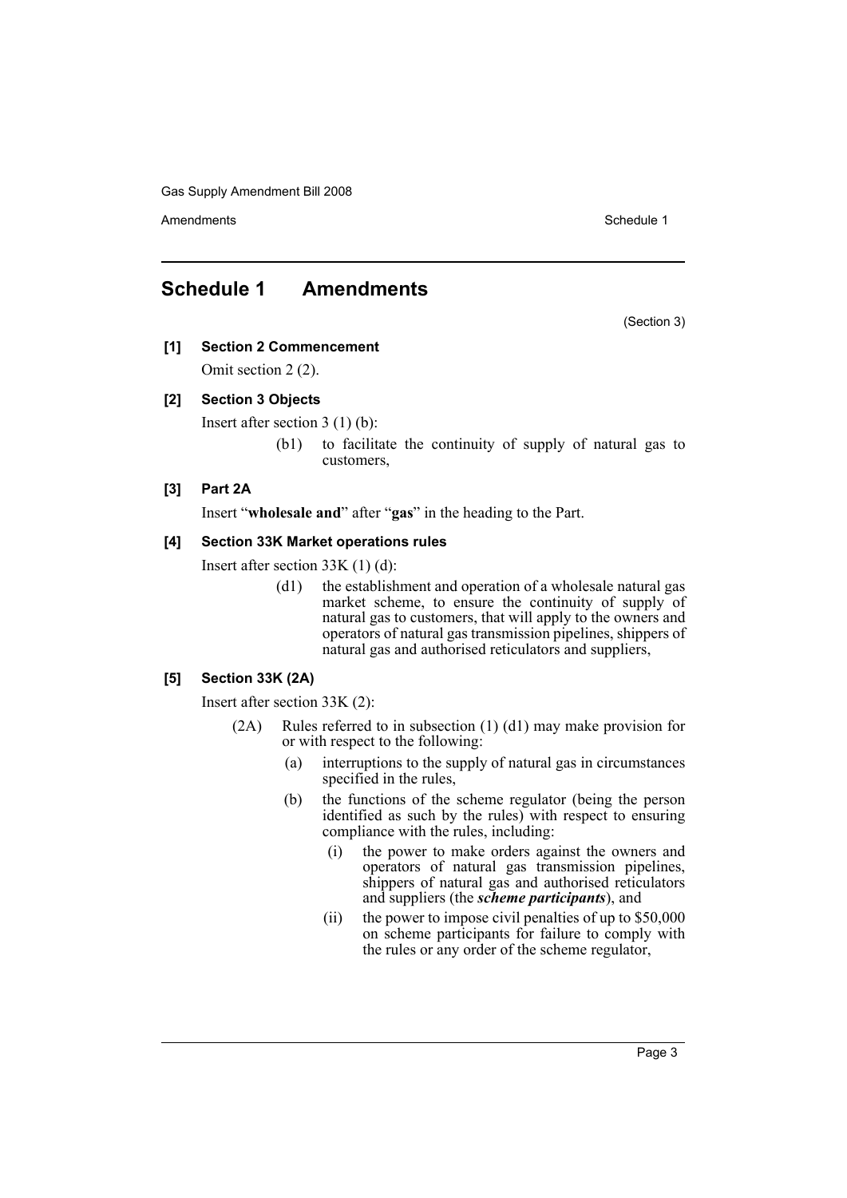## Schedule 1 Amendments

(Section 3)

**[1] Section 2 Commencement**

Omit section 2 (2).

**[2] Section 3 Objects**

Insert after section 3 (1) (b):

> (b1) to facilitate the continuity of supply of natural gas to customers,

**[3] Part 2A**

Insert "**wholesale and**" after "**gas**" in the heading to the Part.

**[4] Section 33K Market operations rules**

Insert after section 33K (1) (d):

> (d1) the establishment and operation of a wholesale natural gas market scheme, to ensure the continuity of supply of natural gas to customers, that will apply to the owners and operators of natural gas transmission pipelines, shippers of natural gas and authorised reticulators and suppliers,

**[5] Section 33K (2A)**

Insert after section 33K (2):

> (2A) Rules referred to in subsection (1) (d1) may make provision for or with respect to the following:
>
> (a) interruptions to the supply of natural gas in circumstances specified in the rules,
>
> (b) the functions of the scheme regulator (being the person identified as such by the rules) with respect to ensuring compliance with the rules, including:
>
> (i) the power to make orders against the owners and operators of natural gas transmission pipelines, shippers of natural gas and authorised reticulators and suppliers (the ***scheme participants***), and
>
> (ii) the power to impose civil penalties of up to $50,000 on scheme participants for failure to comply with the rules or any order of the scheme regulator,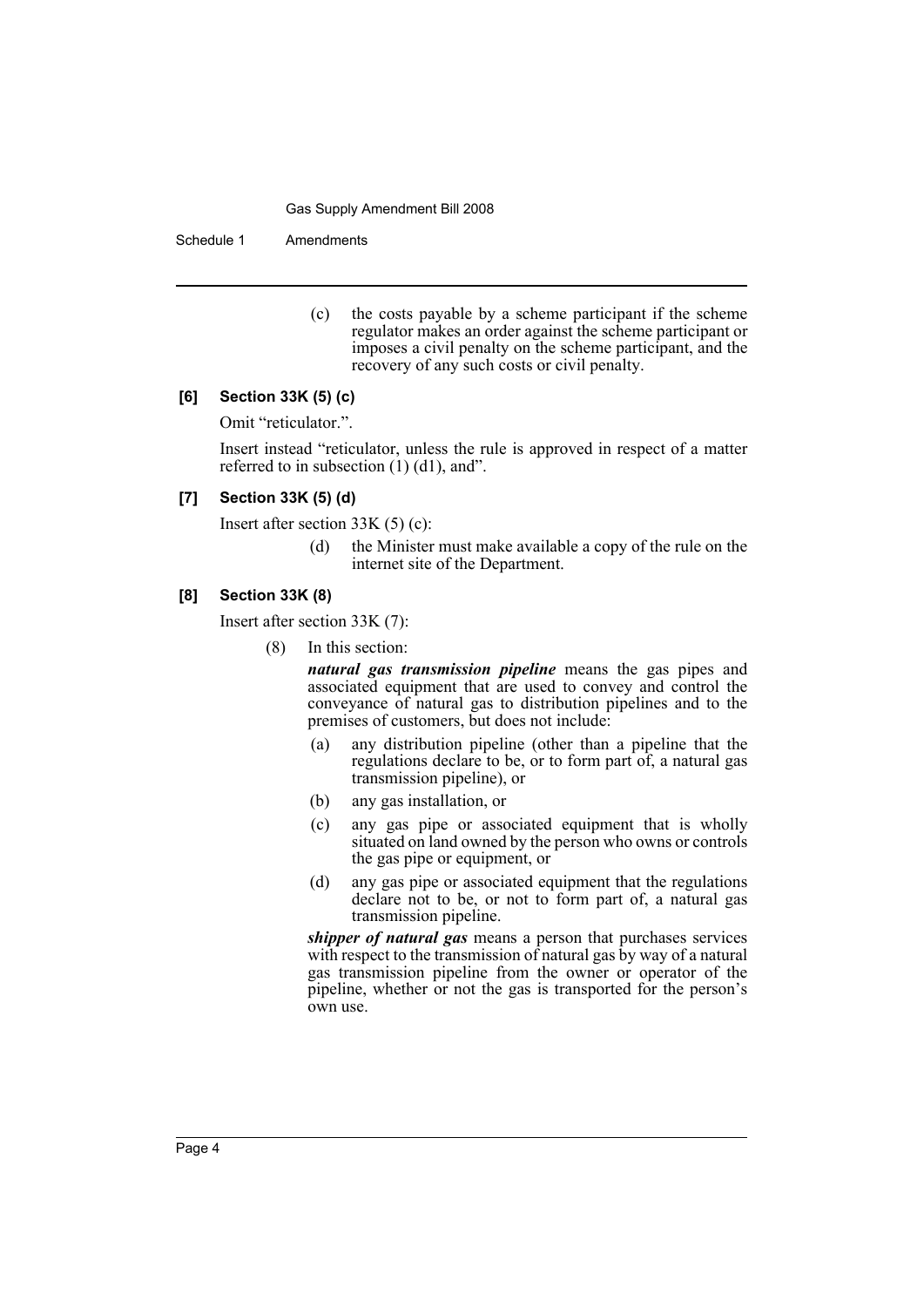(c) the costs payable by a scheme participant if the scheme regulator makes an order against the scheme participant or imposes a civil penalty on the scheme participant, and the recovery of any such costs or civil penalty.

**[6] Section 33K (5) (c)**

Omit “reticulator.”.

Insert instead “reticulator, unless the rule is approved in respect of a matter referred to in subsection (1) (d1), and”.

**[7] Section 33K (5) (d)**

Insert after section 33K (5) (c):

(d) the Minister must make available a copy of the rule on the internet site of the Department.

**[8] Section 33K (8)**

Insert after section 33K (7):

(8) In this section:

***natural gas transmission pipeline*** means the gas pipes and associated equipment that are used to convey and control the conveyance of natural gas to distribution pipelines and to the premises of customers, but does not include:

(a) any distribution pipeline (other than a pipeline that the regulations declare to be, or to form part of, a natural gas transmission pipeline), or

(b) any gas installation, or

(c) any gas pipe or associated equipment that is wholly situated on land owned by the person who owns or controls the gas pipe or equipment, or

(d) any gas pipe or associated equipment that the regulations declare not to be, or not to form part of, a natural gas transmission pipeline.

***shipper of natural gas*** means a person that purchases services with respect to the transmission of natural gas by way of a natural gas transmission pipeline from the owner or operator of the pipeline, whether or not the gas is transported for the person’s own use.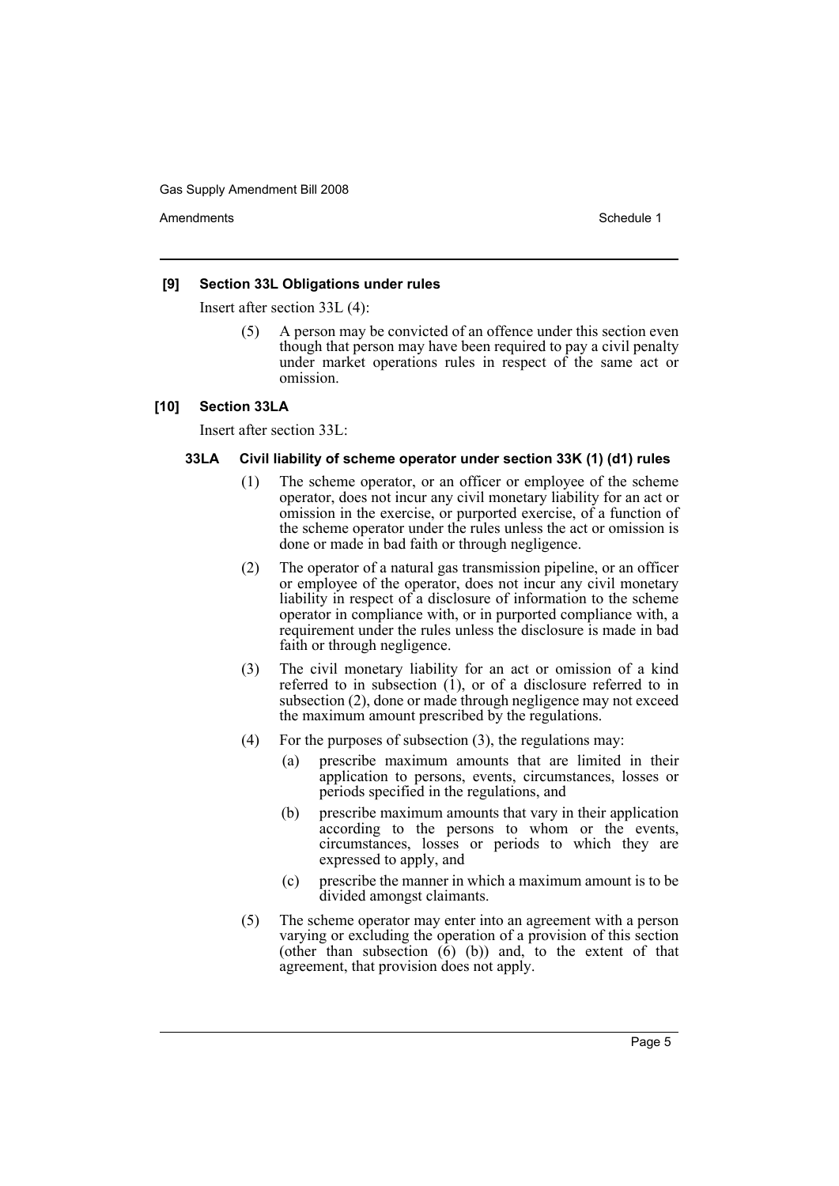**[9] Section 33L Obligations under rules**

Insert after section 33L (4):

(5) A person may be convicted of an offence under this section even though that person may have been required to pay a civil penalty under market operations rules in respect of the same act or omission.

**[10] Section 33LA**

Insert after section 33L:

**33LA Civil liability of scheme operator under section 33K (1) (d1) rules**

(1) The scheme operator, or an officer or employee of the scheme operator, does not incur any civil monetary liability for an act or omission in the exercise, or purported exercise, of a function of the scheme operator under the rules unless the act or omission is done or made in bad faith or through negligence.

(2) The operator of a natural gas transmission pipeline, or an officer or employee of the operator, does not incur any civil monetary liability in respect of a disclosure of information to the scheme operator in compliance with, or in purported compliance with, a requirement under the rules unless the disclosure is made in bad faith or through negligence.

(3) The civil monetary liability for an act or omission of a kind referred to in subsection (1), or of a disclosure referred to in subsection (2), done or made through negligence may not exceed the maximum amount prescribed by the regulations.

(4) For the purposes of subsection (3), the regulations may:

(a) prescribe maximum amounts that are limited in their application to persons, events, circumstances, losses or periods specified in the regulations, and

(b) prescribe maximum amounts that vary in their application according to the persons to whom or the events, circumstances, losses or periods to which they are expressed to apply, and

(c) prescribe the manner in which a maximum amount is to be divided amongst claimants.

(5) The scheme operator may enter into an agreement with a person varying or excluding the operation of a provision of this section (other than subsection (6) (b)) and, to the extent of that agreement, that provision does not apply.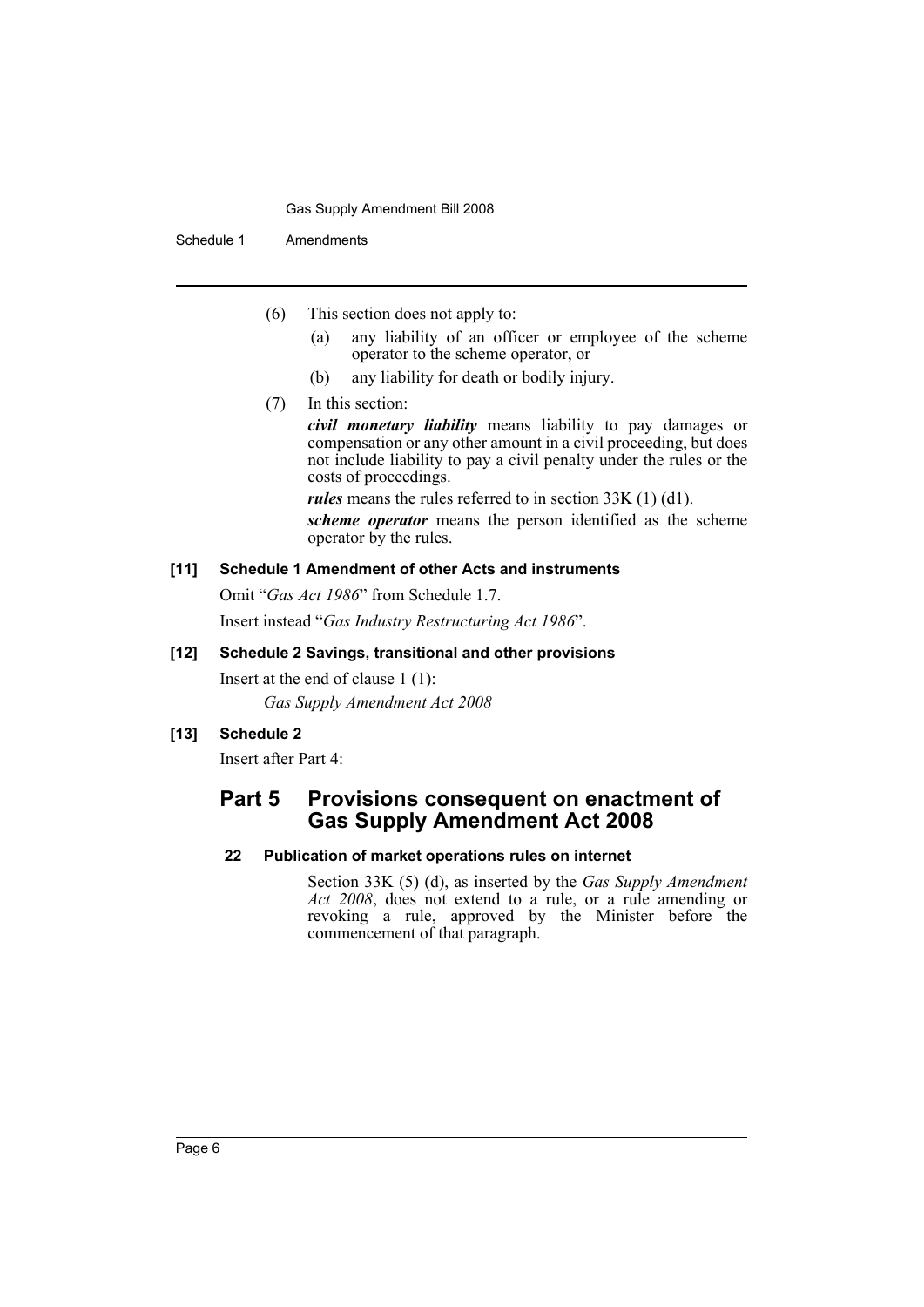(6) This section does not apply to:

(a) any liability of an officer or employee of the scheme operator to the scheme operator, or

(b) any liability for death or bodily injury.

(7) In this section:

***civil monetary liability*** means liability to pay damages or compensation or any other amount in a civil proceeding, but does not include liability to pay a civil penalty under the rules or the costs of proceedings.

***rules*** means the rules referred to in section 33K (1) (d1).

***scheme operator*** means the person identified as the scheme operator by the rules.

**[11] Schedule 1 Amendment of other Acts and instruments**

Omit "*Gas Act 1986*" from Schedule 1.7.

Insert instead "*Gas Industry Restructuring Act 1986*".

**[12] Schedule 2 Savings, transitional and other provisions**

Insert at the end of clause 1 (1):

*Gas Supply Amendment Act 2008*

**[13] Schedule 2**

Insert after Part 4:

## Part 5 Provisions consequent on enactment of Gas Supply Amendment Act 2008

**22 Publication of market operations rules on internet**

Section 33K (5) (d), as inserted by the *Gas Supply Amendment Act 2008*, does not extend to a rule, or a rule amending or revoking a rule, approved by the Minister before the commencement of that paragraph.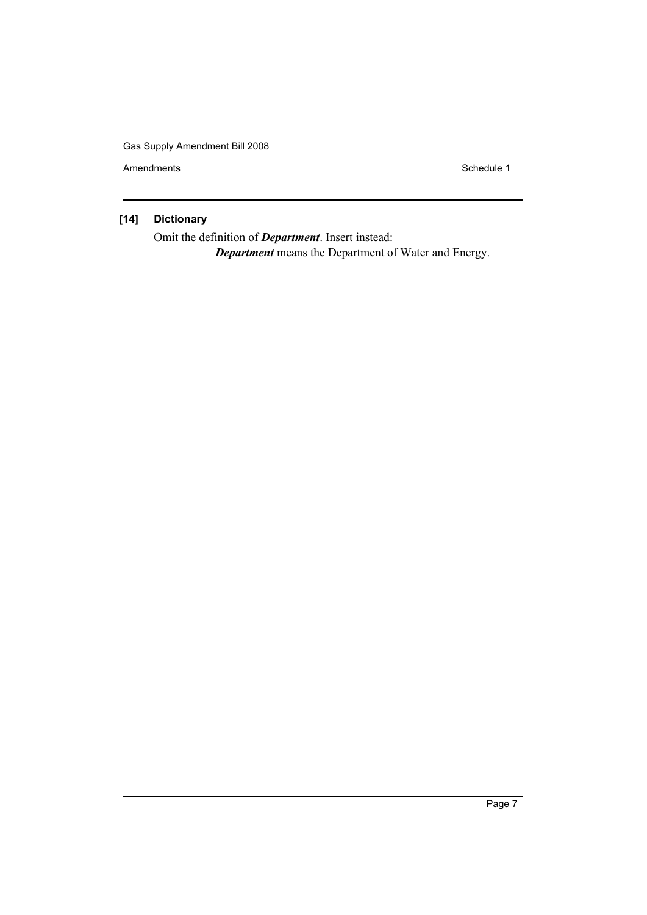### [14] Dictionary

Omit the definition of ***Department***. Insert instead:

> ***Department*** means the Department of Water and Energy.